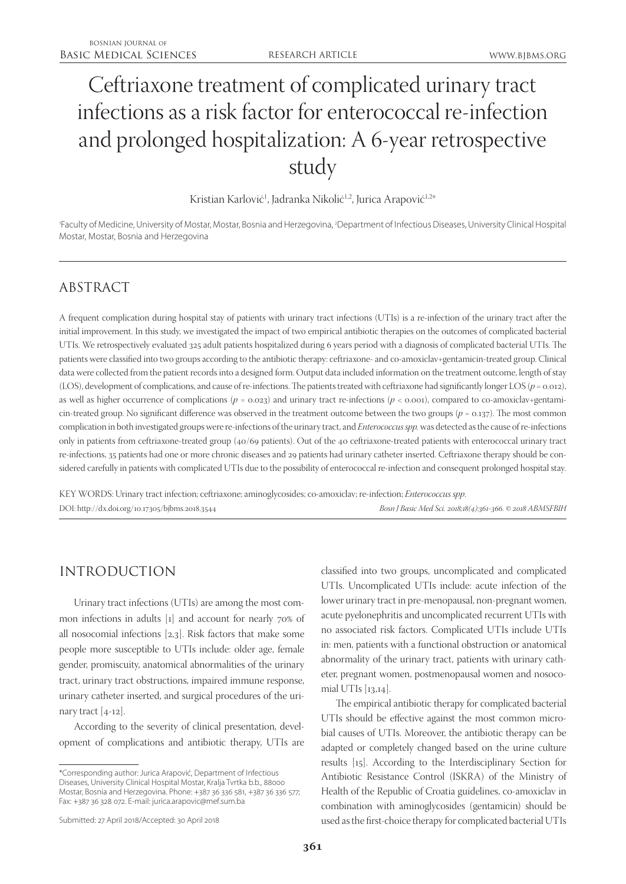# Ceftriaxone treatment of complicated urinary tract infections as a risk factor for enterococcal re-infection and prolonged hospitalization: A 6-year retrospective study

Kristian Karlović[1], Jadranka Nikolić[1,2], Jurica Arapović[1,2*]

[1]Faculty of Medicine, University of Mostar, Mostar, Bosnia and Herzegovina, [2]Department of Infectious Diseases, University Clinical Hospital Mostar, Mostar, Bosnia and Herzegovina

## ABSTRACT

A frequent complication during hospital stay of patients with urinary tract infections (UTIs) is a re-infection of the urinary tract after the initial improvement. In this study, we investigated the impact of two empirical antibiotic therapies on the outcomes of complicated bacterial UTIs. We retrospectively evaluated 325 adult patients hospitalized during 6 years period with a diagnosis of complicated bacterial UTIs. The patients were classified into two groups according to the antibiotic therapy: ceftriaxone- and co-amoxiclav+gentamicin-treated group. Clinical data were collected from the patient records into a designed form. Output data included information on the treatment outcome, length of stay (LOS), development of complications, and cause of re-infections. The patients treated with ceftriaxone had significantly longer LOS ($p = 0.012$), as well as higher occurrence of complications ($p = 0.023$) and urinary tract re-infections ($p < 0.001$), compared to co-amoxiclav+gentamicin-treated group. No significant difference was observed in the treatment outcome between the two groups ($p = 0.137$). The most common complication in both investigated groups were re-infections of the urinary tract, and *Enterococcus spp.* was detected as the cause of re-infections only in patients from ceftriaxone-treated group (40/69 patients). Out of the 40 ceftriaxone-treated patients with enterococcal urinary tract re-infections, 35 patients had one or more chronic diseases and 29 patients had urinary catheter inserted. Ceftriaxone therapy should be considered carefully in patients with complicated UTIs due to the possibility of enterococcal re-infection and consequent prolonged hospital stay.

KEY WORDS: Urinary tract infection; ceftriaxone; aminoglycosides; co-amoxiclav; re-infection; *Enterococcus spp.*

DOI: http://dx.doi.org/10.17305/bjbms.2018.3544

*Bosn J Basic Med Sci. 2018;18(4):361-366. © 2018 ABMSFBIH*

## INTRODUCTION

Urinary tract infections (UTIs) are among the most common infections in adults [1] and account for nearly 70% of all nosocomial infections [2,3]. Risk factors that make some people more susceptible to UTIs include: older age, female gender, promiscuity, anatomical abnormalities of the urinary tract, urinary tract obstructions, impaired immune response, urinary catheter inserted, and surgical procedures of the urinary tract [4-12].

According to the severity of clinical presentation, development of complications and antibiotic therapy, UTIs are classified into two groups, uncomplicated and complicated UTIs. Uncomplicated UTIs include: acute infection of the lower urinary tract in pre-menopausal, non-pregnant women, acute pyelonephritis and uncomplicated recurrent UTIs with no associated risk factors. Complicated UTIs include UTIs in: men, patients with a functional obstruction or anatomical abnormality of the urinary tract, patients with urinary catheter, pregnant women, postmenopausal women and nosocomial UTIs [13,14].

The empirical antibiotic therapy for complicated bacterial UTIs should be effective against the most common microbial causes of UTIs. Moreover, the antibiotic therapy can be adapted or completely changed based on the urine culture results [15]. According to the Interdisciplinary Section for Antibiotic Resistance Control (ISKRA) of the Ministry of Health of the Republic of Croatia guidelines, co-amoxiclav in combination with aminoglycosides (gentamicin) should be used as the first-choice therapy for complicated bacterial UTIs

*Corresponding author: Jurica Arapović, Department of Infectious Diseases, University Clinical Hospital Mostar, Kralja Tvrtka b.b., 88000 Mostar, Bosnia and Herzegovina. Phone: +387 36 336 581, +387 36 336 577; Fax: +387 36 328 072. E-mail: jurica.arapovic@mef.sum.ba

Submitted: 27 April 2018/Accepted: 30 April 2018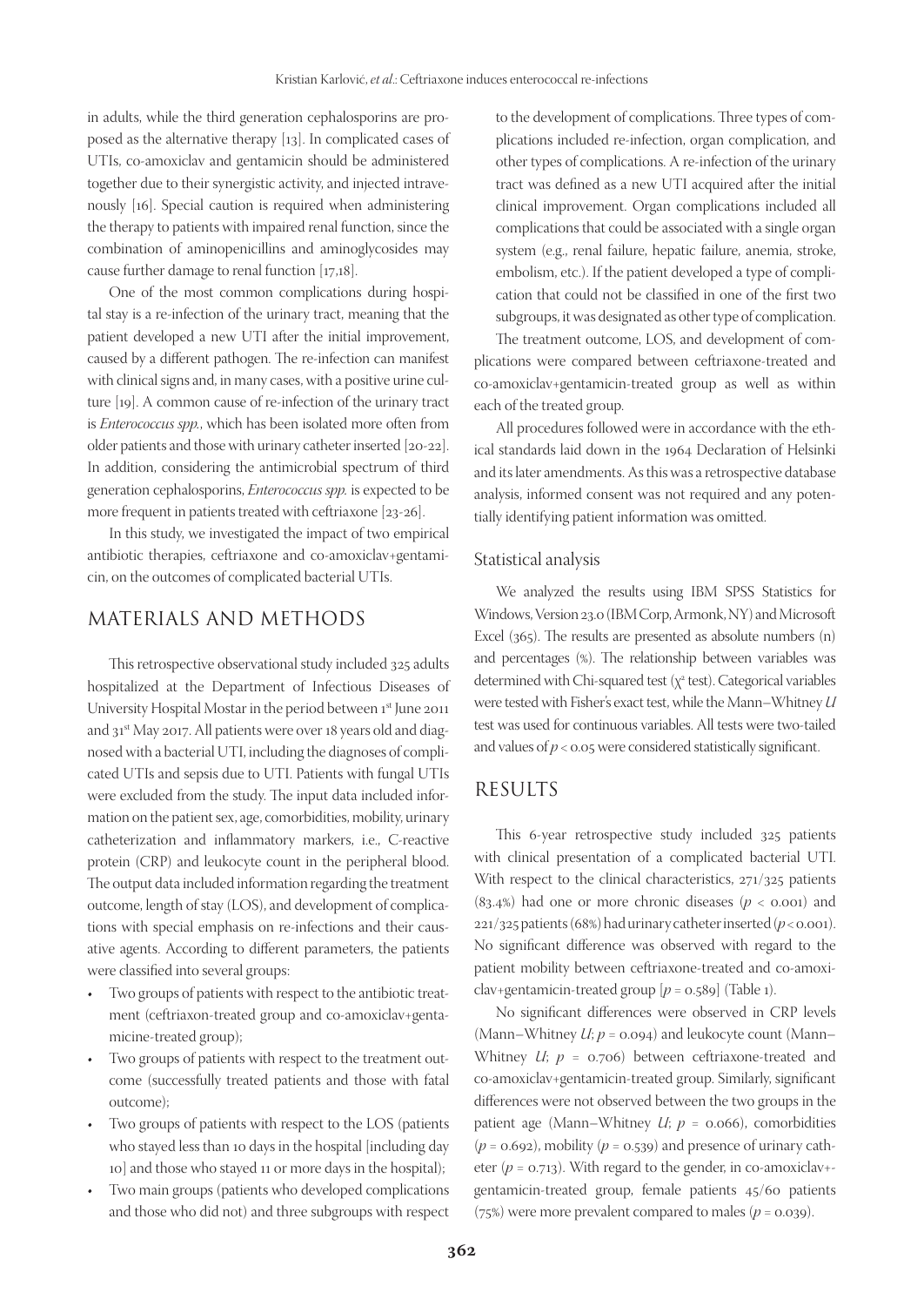in adults, while the third generation cephalosporins are proposed as the alternative therapy [13]. In complicated cases of UTIs, co-amoxiclav and gentamicin should be administered together due to their synergistic activity, and injected intravenously [16]. Special caution is required when administering the therapy to patients with impaired renal function, since the combination of aminopenicillins and aminoglycosides may cause further damage to renal function [17,18].

One of the most common complications during hospital stay is a re-infection of the urinary tract, meaning that the patient developed a new UTI after the initial improvement, caused by a different pathogen. The re-infection can manifest with clinical signs and, in many cases, with a positive urine culture [19]. A common cause of re-infection of the urinary tract is *Enterococcus spp.*, which has been isolated more often from older patients and those with urinary catheter inserted [20-22]. In addition, considering the antimicrobial spectrum of third generation cephalosporins, *Enterococcus spp.* is expected to be more frequent in patients treated with ceftriaxone [23-26].

In this study, we investigated the impact of two empirical antibiotic therapies, ceftriaxone and co-amoxiclav+gentamicin, on the outcomes of complicated bacterial UTIs.

## MATERIALS AND METHODS

This retrospective observational study included 325 adults hospitalized at the Department of Infectious Diseases of University Hospital Mostar in the period between 1st June 2011 and 31st May 2017. All patients were over 18 years old and diagnosed with a bacterial UTI, including the diagnoses of complicated UTIs and sepsis due to UTI. Patients with fungal UTIs were excluded from the study. The input data included information on the patient sex, age, comorbidities, mobility, urinary catheterization and inflammatory markers, i.e., C-reactive protein (CRP) and leukocyte count in the peripheral blood. The output data included information regarding the treatment outcome, length of stay (LOS), and development of complications with special emphasis on re-infections and their causative agents. According to different parameters, the patients were classified into several groups:

- Two groups of patients with respect to the antibiotic treatment (ceftriaxon-treated group and co-amoxiclav+gentamicine-treated group);
- Two groups of patients with respect to the treatment outcome (successfully treated patients and those with fatal outcome);
- Two groups of patients with respect to the LOS (patients who stayed less than 10 days in the hospital [including day 10] and those who stayed 11 or more days in the hospital);
- Two main groups (patients who developed complications and those who did not) and three subgroups with respect to the development of complications. Three types of complications included re-infection, organ complication, and other types of complications. A re-infection of the urinary tract was defined as a new UTI acquired after the initial clinical improvement. Organ complications included all complications that could be associated with a single organ system (e.g., renal failure, hepatic failure, anemia, stroke, embolism, etc.). If the patient developed a type of complication that could not be classified in one of the first two subgroups, it was designated as other type of complication.

The treatment outcome, LOS, and development of complications were compared between ceftriaxone-treated and co-amoxiclav+gentamicin-treated group as well as within each of the treated group.

All procedures followed were in accordance with the ethical standards laid down in the 1964 Declaration of Helsinki and its later amendments. As this was a retrospective database analysis, informed consent was not required and any potentially identifying patient information was omitted.

### Statistical analysis

We analyzed the results using IBM SPSS Statistics for Windows, Version 23.0 (IBM Corp, Armonk, NY) and Microsoft Excel (365). The results are presented as absolute numbers (n) and percentages (%). The relationship between variables was determined with Chi-squared test ($\chi^2$ test). Categorical variables were tested with Fisher's exact test, while the Mann–Whitney *U* test was used for continuous variables. All tests were two-tailed and values of $p < 0.05$ were considered statistically significant.

## RESULTS

This 6-year retrospective study included 325 patients with clinical presentation of a complicated bacterial UTI. With respect to the clinical characteristics, 271/325 patients (83.4%) had one or more chronic diseases ($p < 0.001$) and 221/325 patients (68%) had urinary catheter inserted ($p < 0.001$). No significant difference was observed with regard to the patient mobility between ceftriaxone-treated and co-amoxiclav+gentamicin-treated group [$p = 0.589$] (Table 1).

No significant differences were observed in CRP levels (Mann–Whitney *U*; $p = 0.094$) and leukocyte count (Mann–Whitney *U*; $p = 0.706$) between ceftriaxone-treated and co-amoxiclav+gentamicin-treated group. Similarly, significant differences were not observed between the two groups in the patient age (Mann–Whitney *U*; $p = 0.066$), comorbidities ($p = 0.692$), mobility ($p = 0.539$) and presence of urinary catheter ($p = 0.713$). With regard to the gender, in co-amoxiclav+-gentamicin-treated group, female patients 45/60 patients (75%) were more prevalent compared to males ($p = 0.039$).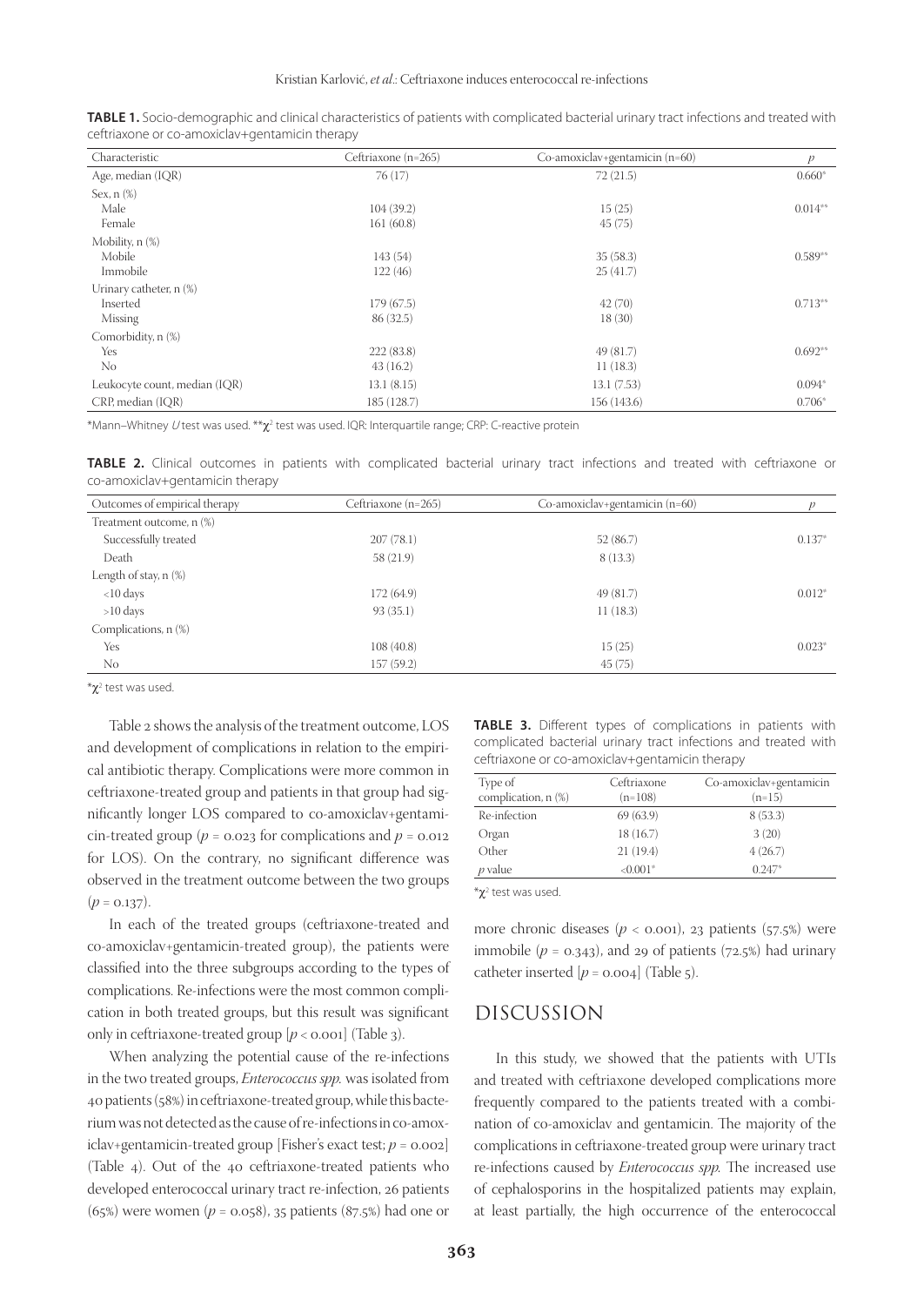**TABLE 1.** Socio-demographic and clinical characteristics of patients with complicated bacterial urinary tract infections and treated with ceftriaxone or co-amoxiclav+gentamicin therapy

| Characteristic | Ceftriaxone (n=265) | Co-amoxiclav+gentamicin (n=60) | $p$ |
|---|---|---|---|
| Age, median (IQR) | 76 (17) | 72 (21.5) | 0.660* |
| Sex, n (%) | | | |
| Male | 104 (39.2) | 15 (25) | 0.014** |
| Female | 161 (60.8) | 45 (75) | |
| Mobility, n (%) | | | |
| Mobile | 143 (54) | 35 (58.3) | 0.589** |
| Immobile | 122 (46) | 25 (41.7) | |
| Urinary catheter, n (%) | | | |
| Inserted | 179 (67.5) | 42 (70) | 0.713** |
| Missing | 86 (32.5) | 18 (30) | |
| Comorbidity, n (%) | | | |
| Yes | 222 (83.8) | 49 (81.7) | 0.692** |
| No | 43 (16.2) | 11 (18.3) | |
| Leukocyte count, median (IQR) | 13.1 (8.15) | 13.1 (7.53) | 0.094* |
| CRP, median (IQR) | 185 (128.7) | 156 (143.6) | 0.706* |

*Mann–Whitney $U$ test was used. **$\chi^2$ test was used. IQR: Interquartile range; CRP: C-reactive protein

**TABLE 2.** Clinical outcomes in patients with complicated bacterial urinary tract infections and treated with ceftriaxone or co-amoxiclav+gentamicin therapy

| Outcomes of empirical therapy | Ceftriaxone (n=265) | Co-amoxiclav+gentamicin (n=60) | $p$ |
|---|---|---|---|
| Treatment outcome, n (%) | | | |
| Successfully treated | 207 (78.1) | 52 (86.7) | 0.137* |
| Death | 58 (21.9) | 8 (13.3) | |
| Length of stay, n (%) | | | |
| <10 days | 172 (64.9) | 49 (81.7) | 0.012* |
| >10 days | 93 (35.1) | 11 (18.3) | |
| Complications, n (%) | | | |
| Yes | 108 (40.8) | 15 (25) | 0.023* |
| No | 157 (59.2) | 45 (75) | |

*$\chi^2$ test was used.

Table 2 shows the analysis of the treatment outcome, LOS and development of complications in relation to the empirical antibiotic therapy. Complications were more common in ceftriaxone-treated group and patients in that group had significantly longer LOS compared to co-amoxiclav+gentamicin-treated group ($p = 0.023$ for complications and $p = 0.012$ for LOS). On the contrary, no significant difference was observed in the treatment outcome between the two groups ($p = 0.137$).

In each of the treated groups (ceftriaxone-treated and co-amoxiclav+gentamicin-treated group), the patients were classified into the three subgroups according to the types of complications. Re-infections were the most common complication in both treated groups, but this result was significant only in ceftriaxone-treated group [$p < 0.001$] (Table 3).

When analyzing the potential cause of the re-infections in the two treated groups, *Enterococcus spp.* was isolated from 40 patients (58%) in ceftriaxone-treated group, while this bacterium was not detected as the cause of re-infections in co-amoxiclav+gentamicin-treated group [Fisher's exact test; $p = 0.002$] (Table 4). Out of the 40 ceftriaxone-treated patients who developed enterococcal urinary tract re-infection, 26 patients (65%) were women ($p = 0.058$), 35 patients (87.5%) had one or more chronic diseases ($p < 0.001$), 23 patients (57.5%) were immobile ($p = 0.343$), and 29 of patients (72.5%) had urinary catheter inserted [$p = 0.004$] (Table 5).

**TABLE 3.** Different types of complications in patients with complicated bacterial urinary tract infections and treated with ceftriaxone or co-amoxiclav+gentamicin therapy

| Type of complication, n (%) | Ceftriaxone (n=108) | Co-amoxiclav+gentamicin (n=15) |
|---|---|---|
| Re-infection | 69 (63.9) | 8 (53.3) |
| Organ | 18 (16.7) | 3 (20) |
| Other | 21 (19.4) | 4 (26.7) |
| $p$ value | <0.001* | 0.247* |

*$\chi^2$ test was used.

## DISCUSSION

In this study, we showed that the patients with UTIs and treated with ceftriaxone developed complications more frequently compared to the patients treated with a combination of co-amoxiclav and gentamicin. The majority of the complications in ceftriaxone-treated group were urinary tract re-infections caused by *Enterococcus spp.* The increased use of cephalosporins in the hospitalized patients may explain, at least partially, the high occurrence of the enterococcal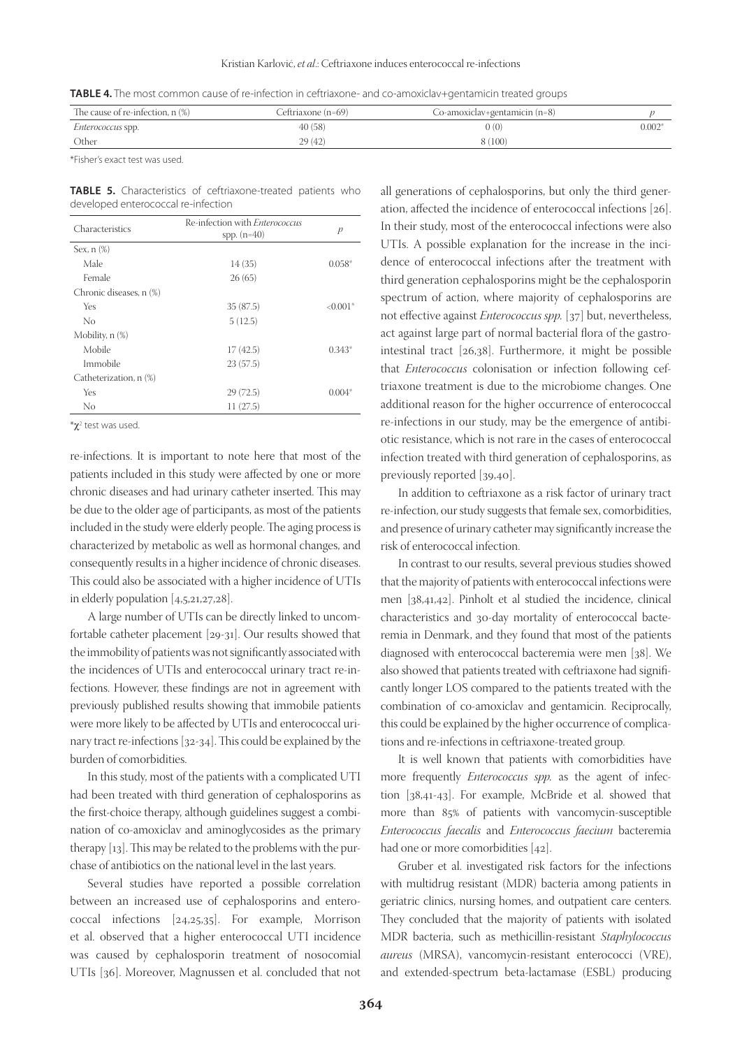**TABLE 4.** The most common cause of re-infection in ceftriaxone- and co-amoxiclav+gentamicin treated groups

| The cause of re-infection, n (%) | Ceftriaxone (n=69) | Co-amoxiclav+gentamicin (n=8) | *p* |
|---|---|---|---|
| *Enterococcus* spp. | 40 (58) | 0 (0) | 0.002* |
| Other | 29 (42) | 8 (100) | |

*Fisher's exact test was used.

**TABLE 5.** Characteristics of ceftriaxone-treated patients who developed enterococcal re-infection

| Characteristics | Re-infection with *Enterococcus* spp. (n=40) | *p* |
|---|---|---|
| Sex, n (%) | | |
| Male | 14 (35) | 0.058* |
| Female | 26 (65) | |
| Chronic diseases, n (%) | | |
| Yes | 35 (87.5) | <0.001* |
| No | 5 (12.5) | |
| Mobility, n (%) | | |
| Mobile | 17 (42.5) | 0.343* |
| Immobile | 23 (57.5) | |
| Catheterization, n (%) | | |
| Yes | 29 (72.5) | 0.004* |
| No | 11 (27.5) | |

*$\chi^2$ test was used.

re-infections. It is important to note here that most of the patients included in this study were affected by one or more chronic diseases and had urinary catheter inserted. This may be due to the older age of participants, as most of the patients included in the study were elderly people. The aging process is characterized by metabolic as well as hormonal changes, and consequently results in a higher incidence of chronic diseases. This could also be associated with a higher incidence of UTIs in elderly population [4,5,21,27,28].

A large number of UTIs can be directly linked to uncomfortable catheter placement [29-31]. Our results showed that the immobility of patients was not significantly associated with the incidences of UTIs and enterococcal urinary tract re-infections. However, these findings are not in agreement with previously published results showing that immobile patients were more likely to be affected by UTIs and enterococcal urinary tract re-infections [32-34]. This could be explained by the burden of comorbidities.

In this study, most of the patients with a complicated UTI had been treated with third generation of cephalosporins as the first-choice therapy, although guidelines suggest a combination of co-amoxiclav and aminoglycosides as the primary therapy [13]. This may be related to the problems with the purchase of antibiotics on the national level in the last years.

Several studies have reported a possible correlation between an increased use of cephalosporins and enterococcal infections [24,25,35]. For example, Morrison et al. observed that a higher enterococcal UTI incidence was caused by cephalosporin treatment of nosocomial UTIs [36]. Moreover, Magnussen et al. concluded that not all generations of cephalosporins, but only the third generation, affected the incidence of enterococcal infections [26]. In their study, most of the enterococcal infections were also UTIs. A possible explanation for the increase in the incidence of enterococcal infections after the treatment with third generation cephalosporins might be the cephalosporin spectrum of action, where majority of cephalosporins are not effective against *Enterococcus spp.* [37] but, nevertheless, act against large part of normal bacterial flora of the gastrointestinal tract [26,38]. Furthermore, it might be possible that *Enterococcus* colonisation or infection following ceftriaxone treatment is due to the microbiome changes. One additional reason for the higher occurrence of enterococcal re-infections in our study, may be the emergence of antibiotic resistance, which is not rare in the cases of enterococcal infection treated with third generation of cephalosporins, as previously reported [39,40].

In addition to ceftriaxone as a risk factor of urinary tract re-infection, our study suggests that female sex, comorbidities, and presence of urinary catheter may significantly increase the risk of enterococcal infection.

In contrast to our results, several previous studies showed that the majority of patients with enterococcal infections were men [38,41,42]. Pinholt et al studied the incidence, clinical characteristics and 30-day mortality of enterococcal bacteremia in Denmark, and they found that most of the patients diagnosed with enterococcal bacteremia were men [38]. We also showed that patients treated with ceftriaxone had significantly longer LOS compared to the patients treated with the combination of co-amoxiclav and gentamicin. Reciprocally, this could be explained by the higher occurrence of complications and re-infections in ceftriaxone-treated group.

It is well known that patients with comorbidities have more frequently *Enterococcus spp.* as the agent of infection [38,41-43]. For example, McBride et al. showed that more than 85% of patients with vancomycin-susceptible *Enterococcus faecalis* and *Enterococcus faecium* bacteremia had one or more comorbidities [42].

Gruber et al. investigated risk factors for the infections with multidrug resistant (MDR) bacteria among patients in geriatric clinics, nursing homes, and outpatient care centers. They concluded that the majority of patients with isolated MDR bacteria, such as methicillin-resistant *Staphylococcus aureus* (MRSA), vancomycin-resistant enterococci (VRE), and extended-spectrum beta-lactamase (ESBL) producing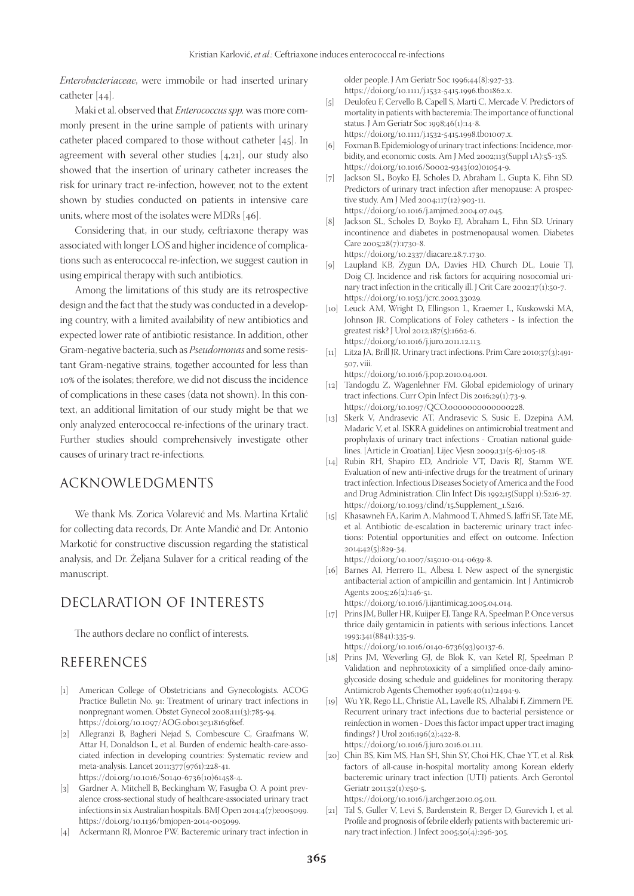*Enterobacteriaceae*, were immobile or had inserted urinary catheter [44].

Maki et al. observed that *Enterococcus spp.* was more commonly present in the urine sample of patients with urinary catheter placed compared to those without catheter [45]. In agreement with several other studies [4,21], our study also showed that the insertion of urinary catheter increases the risk for urinary tract re-infection, however, not to the extent shown by studies conducted on patients in intensive care units, where most of the isolates were MDRs [46].

Considering that, in our study, ceftriaxone therapy was associated with longer LOS and higher incidence of complications such as enterococcal re-infection, we suggest caution in using empirical therapy with such antibiotics.

Among the limitations of this study are its retrospective design and the fact that the study was conducted in a developing country, with a limited availability of new antibiotics and expected lower rate of antibiotic resistance. In addition, other Gram-negative bacteria, such as *Pseudomonas* and some resistant Gram-negative strains, together accounted for less than 10% of the isolates; therefore, we did not discuss the incidence of complications in these cases (data not shown). In this context, an additional limitation of our study might be that we only analyzed enterococcal re-infections of the urinary tract. Further studies should comprehensively investigate other causes of urinary tract re-infections.

## ACKNOWLEDGMENTS

We thank Ms. Zorica Volarević and Ms. Martina Krtalić for collecting data records, Dr. Ante Mandić and Dr. Antonio Markotić for constructive discussion regarding the statistical analysis, and Dr. Željana Sulaver for a critical reading of the manuscript.

## DECLARATION OF INTERESTS

The authors declare no conflict of interests.

## REFERENCES

[1] American College of Obstetricians and Gynecologists. ACOG Practice Bulletin No. 91: Treatment of urinary tract infections in nonpregnant women. Obstet Gynecol 2008;111(3):785-94. https://doi.org/10.1097/AOG.0b013e318169f6ef.

[2] Allegranzi B, Bagheri Nejad S, Combescure C, Graafmans W, Attar H, Donaldson L, et al. Burden of endemic health-care-associated infection in developing countries: Systematic review and meta-analysis. Lancet 2011;377(9761):228-41. https://doi.org/10.1016/S0140-6736(10)61458-4.

[3] Gardner A, Mitchell B, Beckingham W, Fasugba O. A point prevalence cross-sectional study of healthcare-associated urinary tract infections in six Australian hospitals. BMJ Open 2014;4(7):e005099. https://doi.org/10.1136/bmjopen-2014-005099.

[4] Ackermann RJ, Monroe PW. Bacteremic urinary tract infection in older people. J Am Geriatr Soc 1996;44(8):927-33. https://doi.org/10.1111/j.1532-5415.1996.tb01862.x.

[5] Deulofeu F, Cervello B, Capell S, Marti C, Mercade V. Predictors of mortality in patients with bacteremia: The importance of functional status. J Am Geriatr Soc 1998;46(1):14-8. https://doi.org/10.1111/j.1532-5415.1998.tb01007.x.

[6] Foxman B. Epidemiology of urinary tract infections: Incidence, morbidity, and economic costs. Am J Med 2002;113(Suppl 1A):5S-13S. https://doi.org/10.1016/S0002-9343(02)01054-9.

[7] Jackson SL, Boyko EJ, Scholes D, Abraham L, Gupta K, Fihn SD. Predictors of urinary tract infection after menopause: A prospective study. Am J Med 2004;117(12):903-11. https://doi.org/10.1016/j.amjmed.2004.07.045.

[8] Jackson SL, Scholes D, Boyko EJ, Abraham L, Fihn SD. Urinary incontinence and diabetes in postmenopausal women. Diabetes Care 2005;28(7):1730-8. https://doi.org/10.2337/diacare.28.7.1730.

[9] Laupland KB, Zygun DA, Davies HD, Church DL, Louie TJ, Doig CJ. Incidence and risk factors for acquiring nosocomial urinary tract infection in the critically ill. J Crit Care 2002;17(1):50-7. https://doi.org/10.1053/jcrc.2002.33029.

[10] Leuck AM, Wright D, Ellingson L, Kraemer L, Kuskowski MA, Johnson JR. Complications of Foley catheters - Is infection the greatest risk? J Urol 2012;187(5):1662-6. https://doi.org/10.1016/j.juro.2011.12.113.

[11] Litza JA, Brill JR. Urinary tract infections. Prim Care 2010;37(3):491-507, viii. https://doi.org/10.1016/j.pop.2010.04.001.

[12] Tandogdu Z, Wagenlehner FM. Global epidemiology of urinary tract infections. Curr Opin Infect Dis 2016;29(1):73-9. https://doi.org/10.1097/QCO.0000000000000228.

[13] Skerk V, Andrasevic AT, Andrasevic S, Susic E, Dzepina AM, Madaric V, et al. ISKRA guidelines on antimicrobial treatment and prophylaxis of urinary tract infections - Croatian national guidelines. [Article in Croatian]. Lijec Vjesn 2009;131(5-6):105-18.

[14] Rubin RH, Shapiro ED, Andriole VT, Davis RJ, Stamm WE. Evaluation of new anti-infective drugs for the treatment of urinary tract infection. Infectious Diseases Society of America and the Food and Drug Administration. Clin Infect Dis 1992;15(Suppl 1):S216-27. https://doi.org/10.1093/clind/15.Supplement_1.S216.

[15] Khasawneh FA, Karim A, Mahmood T, Ahmed S, Jaffri SF, Tate ME, et al. Antibiotic de-escalation in bacteremic urinary tract infections: Potential opportunities and effect on outcome. Infection 2014;42(5):829-34. https://doi.org/10.1007/s15010-014-0639-8.

[16] Barnes AI, Herrero IL, Albesa I. New aspect of the synergistic antibacterial action of ampicillin and gentamicin. Int J Antimicrob Agents 2005;26(2):146-51. https://doi.org/10.1016/j.ijantimicag.2005.04.014.

[17] Prins JM, Buller HR, Kuijper EJ, Tange RA, Speelman P. Once versus thrice daily gentamicin in patients with serious infections. Lancet 1993;341(8841):335-9. https://doi.org/10.1016/0140-6736(93)90137-6.

[18] Prins JM, Weverling GJ, de Blok K, van Ketel RJ, Speelman P. Validation and nephrotoxicity of a simplified once-daily aminoglycoside dosing schedule and guidelines for monitoring therapy. Antimicrob Agents Chemother 1996;40(11):2494-9.

[19] Wu YR, Rego LL, Christie AL, Lavelle RS, Alhalabi F, Zimmern PE. Recurrent urinary tract infections due to bacterial persistence or reinfection in women - Does this factor impact upper tract imaging findings? J Urol 2016;196(2):422-8. https://doi.org/10.1016/j.juro.2016.01.111.

[20] Chin BS, Kim MS, Han SH, Shin SY, Choi HK, Chae YT, et al. Risk factors of all-cause in-hospital mortality among Korean elderly bacteremic urinary tract infection (UTI) patients. Arch Gerontol Geriatr 2011;52(1):e50-5. https://doi.org/10.1016/j.archger.2010.05.011.

[21] Tal S, Guller V, Levi S, Bardenstein R, Berger D, Gurevich I, et al. Profile and prognosis of febrile elderly patients with bacteremic urinary tract infection. J Infect 2005;50(4):296-305.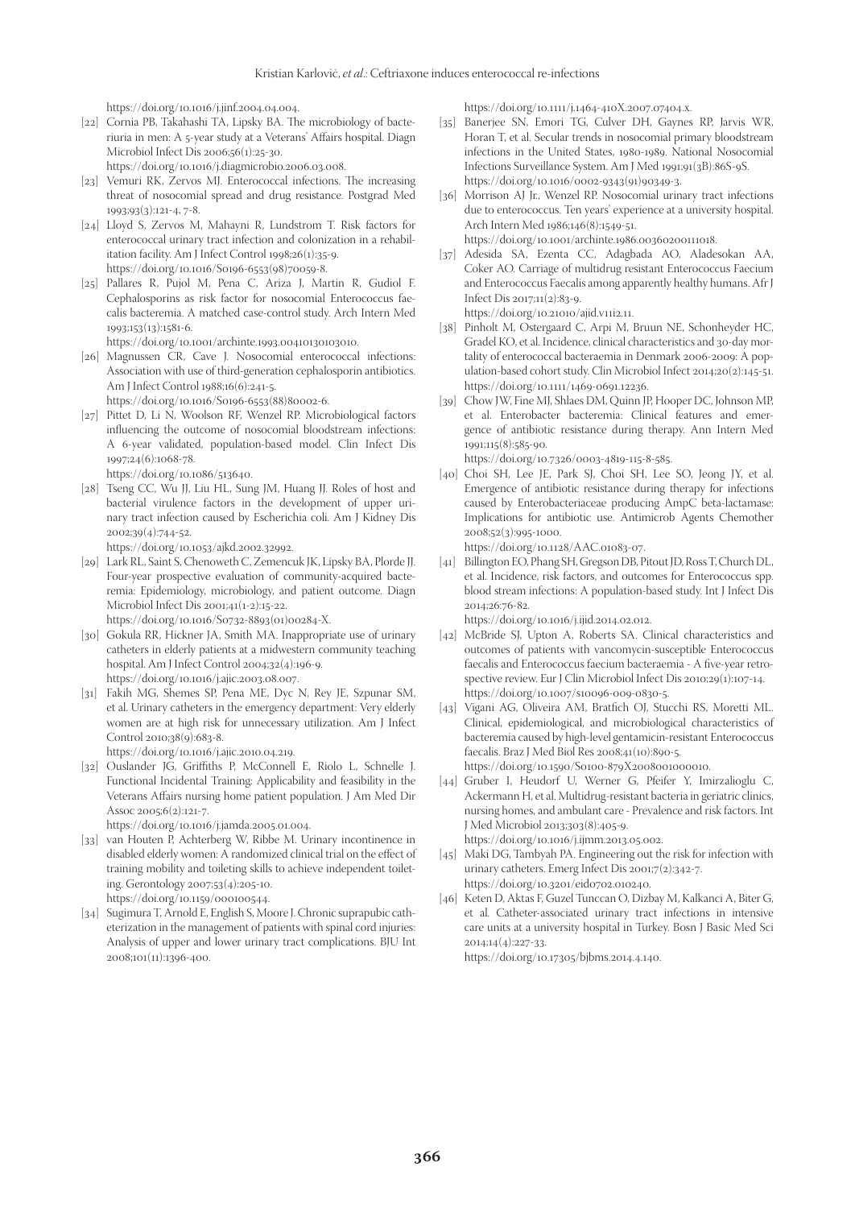https://doi.org/10.1016/j.jinf.2004.04.004.

[22] Cornia PB, Takahashi TA, Lipsky BA. The microbiology of bacteriuria in men: A 5-year study at a Veterans' Affairs hospital. Diagn Microbiol Infect Dis 2006;56(1):25-30.
https://doi.org/10.1016/j.diagmicrobio.2006.03.008.

[23] Vemuri RK, Zervos MJ. Enterococcal infections. The increasing threat of nosocomial spread and drug resistance. Postgrad Med 1993;93(3):121-4, 7-8.

[24] Lloyd S, Zervos M, Mahayni R, Lundstrom T. Risk factors for enterococcal urinary tract infection and colonization in a rehabilitation facility. Am J Infect Control 1998;26(1):35-9.
https://doi.org/10.1016/S0196-6553(98)70059-8.

[25] Pallares R, Pujol M, Pena C, Ariza J, Martin R, Gudiol F. Cephalosporins as risk factor for nosocomial Enterococcus faecalis bacteremia. A matched case-control study. Arch Intern Med 1993;153(13):1581-6.
https://doi.org/10.1001/archinte.1993.00410130103010.

[26] Magnussen CR, Cave J. Nosocomial enterococcal infections: Association with use of third-generation cephalosporin antibiotics. Am J Infect Control 1988;16(6):241-5.
https://doi.org/10.1016/S0196-6553(88)80002-6.

[27] Pittet D, Li N, Woolson RF, Wenzel RP. Microbiological factors influencing the outcome of nosocomial bloodstream infections: A 6-year validated, population-based model. Clin Infect Dis 1997;24(6):1068-78.
https://doi.org/10.1086/513640.

[28] Tseng CC, Wu JJ, Liu HL, Sung JM, Huang JJ. Roles of host and bacterial virulence factors in the development of upper urinary tract infection caused by Escherichia coli. Am J Kidney Dis 2002;39(4):744-52.
https://doi.org/10.1053/ajkd.2002.32992.

[29] Lark RL, Saint S, Chenoweth C, Zemencuk JK, Lipsky BA, Plorde JJ. Four-year prospective evaluation of community-acquired bacteremia: Epidemiology, microbiology, and patient outcome. Diagn Microbiol Infect Dis 2001;41(1-2):15-22.
https://doi.org/10.1016/S0732-8893(01)00284-X.

[30] Gokula RR, Hickner JA, Smith MA. Inappropriate use of urinary catheters in elderly patients at a midwestern community teaching hospital. Am J Infect Control 2004;32(4):196-9.
https://doi.org/10.1016/j.ajic.2003.08.007.

[31] Fakih MG, Shemes SP, Pena ME, Dyc N, Rey JE, Szpunar SM, et al. Urinary catheters in the emergency department: Very elderly women are at high risk for unnecessary utilization. Am J Infect Control 2010;38(9):683-8.
https://doi.org/10.1016/j.ajic.2010.04.219.

[32] Ouslander JG, Griffiths P, McConnell E, Riolo L, Schnelle J. Functional Incidental Training: Applicability and feasibility in the Veterans Affairs nursing home patient population. J Am Med Dir Assoc 2005;6(2):121-7.
https://doi.org/10.1016/j.jamda.2005.01.004.

[33] van Houten P, Achterberg W, Ribbe M. Urinary incontinence in disabled elderly women: A randomized clinical trial on the effect of training mobility and toileting skills to achieve independent toileting. Gerontology 2007;53(4):205-10.
https://doi.org/10.1159/000100544.

[34] Sugimura T, Arnold E, English S, Moore J. Chronic suprapubic catheterization in the management of patients with spinal cord injuries: Analysis of upper and lower urinary tract complications. BJU Int 2008;101(11):1396-400.
https://doi.org/10.1111/j.1464-410X.2007.07404.x.

[35] Banerjee SN, Emori TG, Culver DH, Gaynes RP, Jarvis WR, Horan T, et al. Secular trends in nosocomial primary bloodstream infections in the United States, 1980-1989. National Nosocomial Infections Surveillance System. Am J Med 1991;91(3B):86S-9S.
https://doi.org/10.1016/0002-9343(91)90349-3.

[36] Morrison AJ Jr., Wenzel RP. Nosocomial urinary tract infections due to enterococcus. Ten years' experience at a university hospital. Arch Intern Med 1986;146(8):1549-51.
https://doi.org/10.1001/archinte.1986.00360200111018.

[37] Adesida SA, Ezenta CC, Adagbada AO, Aladesokan AA, Coker AO. Carriage of multidrug resistant Enterococcus Faecium and Enterococcus Faecalis among apparently healthy humans. Afr J Infect Dis 2017;11(2):83-9.
https://doi.org/10.21010/ajid.v11i2.11.

[38] Pinholt M, Ostergaard C, Arpi M, Bruun NE, Schonheyder HC, Gradel KO, et al. Incidence, clinical characteristics and 30-day mortality of enterococcal bacteraemia in Denmark 2006-2009: A population-based cohort study. Clin Microbiol Infect 2014;20(2):145-51.
https://doi.org/10.1111/1469-0691.12236.

[39] Chow JW, Fine MJ, Shlaes DM, Quinn JP, Hooper DC, Johnson MP, et al. Enterobacter bacteremia: Clinical features and emergence of antibiotic resistance during therapy. Ann Intern Med 1991;115(8):585-90.
https://doi.org/10.7326/0003-4819-115-8-585.

[40] Choi SH, Lee JE, Park SJ, Choi SH, Lee SO, Jeong JY, et al. Emergence of antibiotic resistance during therapy for infections caused by Enterobacteriaceae producing AmpC beta-lactamase: Implications for antibiotic use. Antimicrob Agents Chemother 2008;52(3):995-1000.
https://doi.org/10.1128/AAC.01083-07.

[41] Billington EO, Phang SH, Gregson DB, Pitout JD, Ross T, Church DL, et al. Incidence, risk factors, and outcomes for Enterococcus spp. blood stream infections: A population-based study. Int J Infect Dis 2014;26:76-82.
https://doi.org/10.1016/j.ijid.2014.02.012.

[42] McBride SJ, Upton A, Roberts SA. Clinical characteristics and outcomes of patients with vancomycin-susceptible Enterococcus faecalis and Enterococcus faecium bacteraemia - A five-year retrospective review. Eur J Clin Microbiol Infect Dis 2010;29(1):107-14.
https://doi.org/10.1007/s10096-009-0830-5.

[43] Vigani AG, Oliveira AM, Bratfich OJ, Stucchi RS, Moretti ML. Clinical, epidemiological, and microbiological characteristics of bacteremia caused by high-level gentamicin-resistant Enterococcus faecalis. Braz J Med Biol Res 2008;41(10):890-5.
https://doi.org/10.1590/S0100-879X2008001000010.

[44] Gruber I, Heudorf U, Werner G, Pfeifer Y, Imirzalioglu C, Ackermann H, et al. Multidrug-resistant bacteria in geriatric clinics, nursing homes, and ambulant care - Prevalence and risk factors. Int J Med Microbiol 2013;303(8):405-9.
https://doi.org/10.1016/j.ijmm.2013.05.002.

[45] Maki DG, Tambyah PA. Engineering out the risk for infection with urinary catheters. Emerg Infect Dis 2001;7(2):342-7.
https://doi.org/10.3201/eid0702.010240.

[46] Keten D, Aktas F, Guzel Tunccan O, Dizbay M, Kalkanci A, Biter G, et al. Catheter-associated urinary tract infections in intensive care units at a university hospital in Turkey. Bosn J Basic Med Sci 2014;14(4):227-33.
https://doi.org/10.17305/bjbms.2014.4.140.